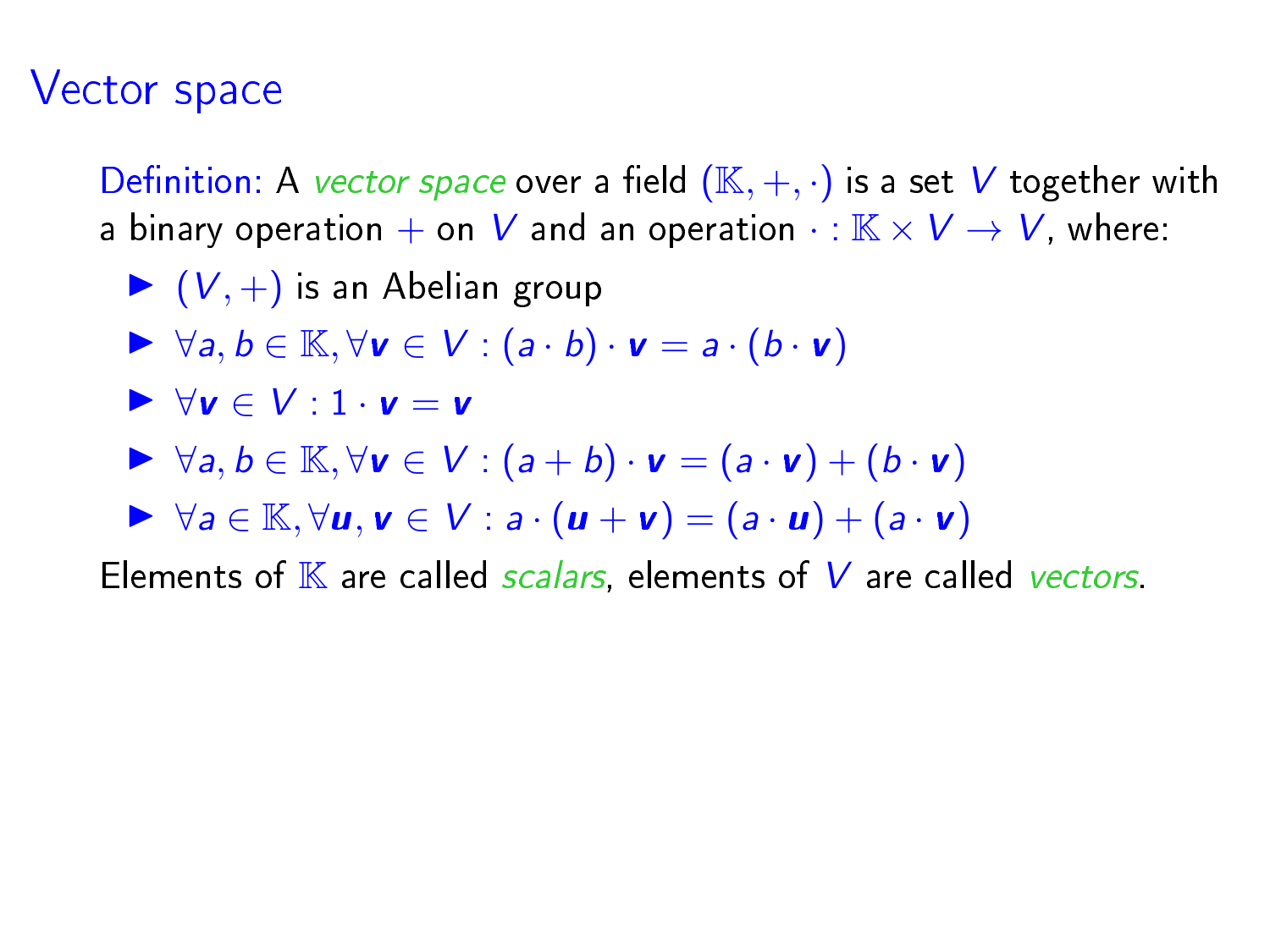# Vector space

Definition: A *vector space* over a field $(\mathbb{K}, +, \cdot)$ is a set $V$ together with a binary operation $+$ on $V$ and an operation $\cdot : \mathbb{K} \times V \to V$, where:

- $(V, +)$ is an Abelian group
- $\forall a, b \in \mathbb{K}, \forall \boldsymbol{v} \in V : (a \cdot b) \cdot \boldsymbol{v} = a \cdot (b \cdot \boldsymbol{v})$
- $\forall \boldsymbol{v} \in V : 1 \cdot \boldsymbol{v} = \boldsymbol{v}$
- $\forall a, b \in \mathbb{K}, \forall \boldsymbol{v} \in V : (a + b) \cdot \boldsymbol{v} = (a \cdot \boldsymbol{v}) + (b \cdot \boldsymbol{v})$
- $\forall a \in \mathbb{K}, \forall \boldsymbol{u}, \boldsymbol{v} \in V : a \cdot (\boldsymbol{u} + \boldsymbol{v}) = (a \cdot \boldsymbol{u}) + (a \cdot \boldsymbol{v})$

Elements of $\mathbb{K}$ are called *scalars*, elements of $V$ are called *vectors*.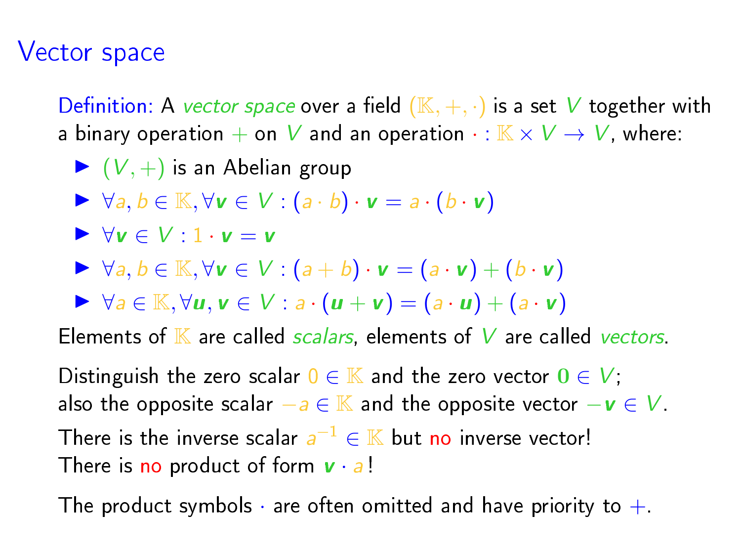# Vector space

Definition: A *vector space* over a field $(\mathbb{K}, +, \cdot)$ is a set $V$ together with a binary operation $+$ on $V$ and an operation $\cdot : \mathbb{K} \times V \to V$, where:

- $(V, +)$ is an Abelian group
- $\forall a, b \in \mathbb{K}, \forall \boldsymbol{v} \in V : (a \cdot b) \cdot \boldsymbol{v} = a \cdot (b \cdot \boldsymbol{v})$
- $\forall \boldsymbol{v} \in V : 1 \cdot \boldsymbol{v} = \boldsymbol{v}$
- $\forall a, b \in \mathbb{K}, \forall \boldsymbol{v} \in V : (a + b) \cdot \boldsymbol{v} = (a \cdot \boldsymbol{v}) + (b \cdot \boldsymbol{v})$
- $\forall a \in \mathbb{K}, \forall \boldsymbol{u}, \boldsymbol{v} \in V : a \cdot (\boldsymbol{u} + \boldsymbol{v}) = (a \cdot \boldsymbol{u}) + (a \cdot \boldsymbol{v})$

Elements of $\mathbb{K}$ are called *scalars*, elements of $V$ are called *vectors*.

Distinguish the zero scalar $0 \in \mathbb{K}$ and the zero vector $\mathbf{0} \in V$;
also the opposite scalar $-a \in \mathbb{K}$ and the opposite vector $-\boldsymbol{v} \in V$.

There is the inverse scalar $a^{-1} \in \mathbb{K}$ but no inverse vector!
There is no product of form $\boldsymbol{v} \cdot a$!

The product symbols $\cdot$ are often omitted and have priority to $+$.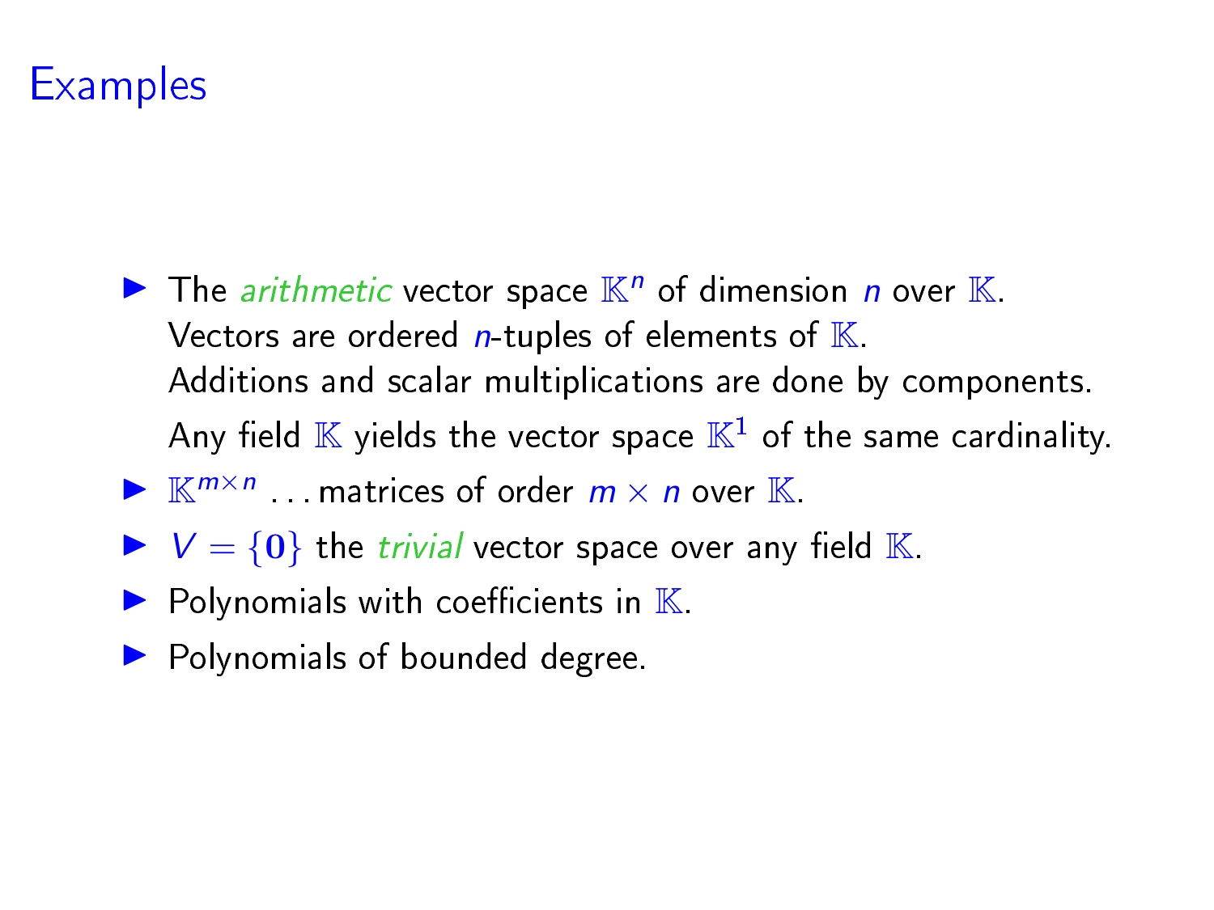# Examples

- The *arithmetic* vector space $\mathbb{K}^n$ of dimension $n$ over $\mathbb{K}$.
  Vectors are ordered $n$-tuples of elements of $\mathbb{K}$.
  Additions and scalar multiplications are done by components.
  Any field $\mathbb{K}$ yields the vector space $\mathbb{K}^1$ of the same cardinality.
- $\mathbb{K}^{m \times n}$ ... matrices of order $m \times n$ over $\mathbb{K}$.
- $V = \{\mathbf{0}\}$ the *trivial* vector space over any field $\mathbb{K}$.
- Polynomials with coefficients in $\mathbb{K}$.
- Polynomials of bounded degree.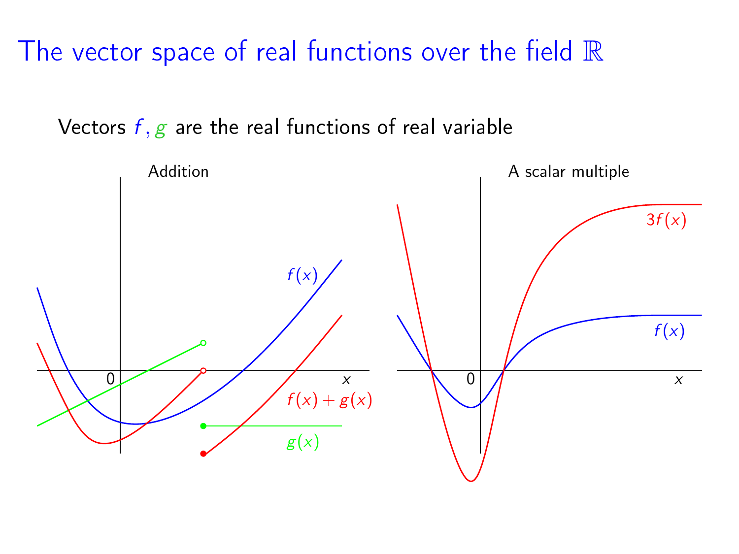# The vector space of real functions over the field $\mathbb{R}$

Vectors $f, g$ are the real functions of real variable

Addition

A scalar multiple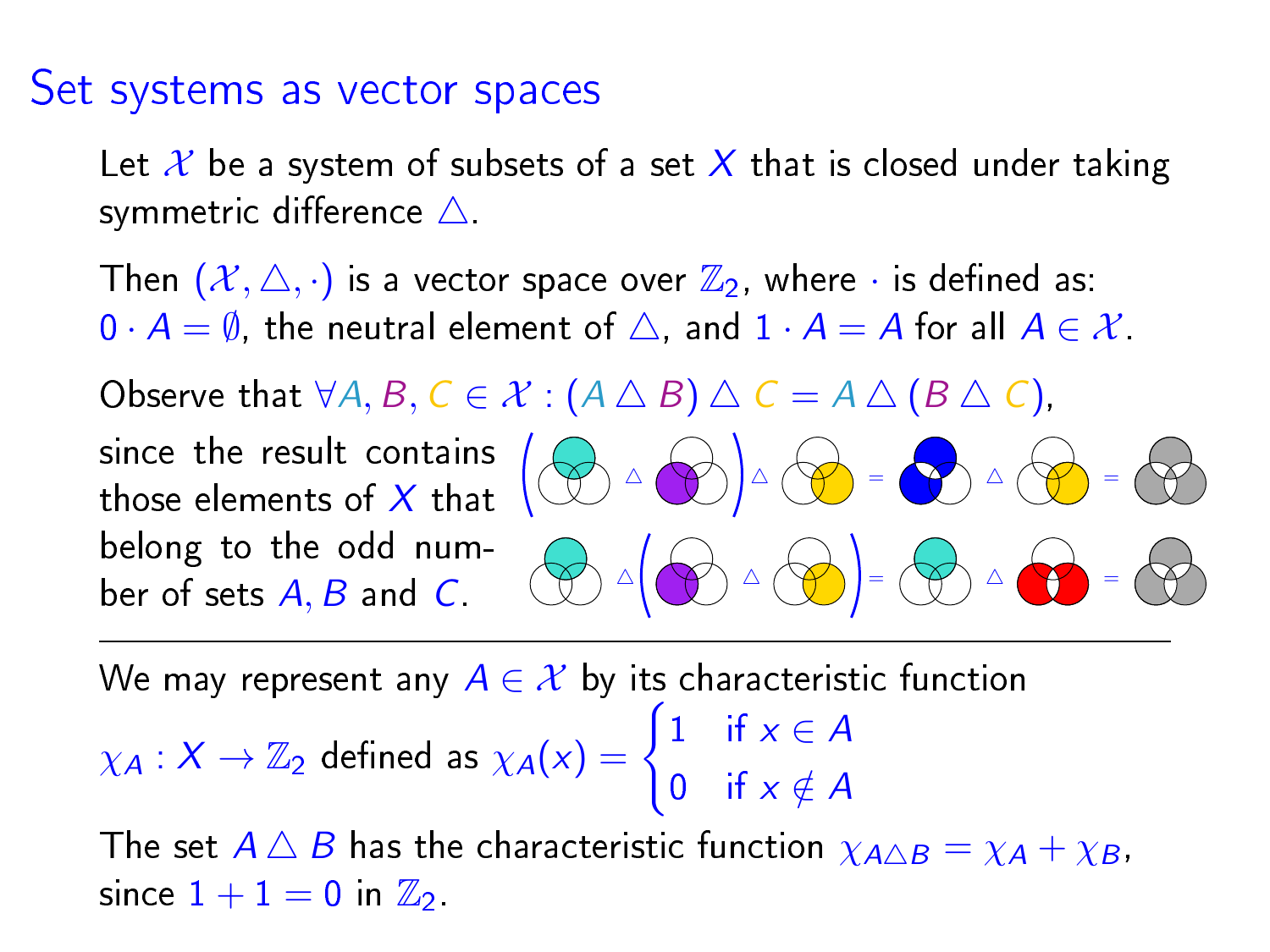# Set systems as vector spaces

Let $\mathcal{X}$ be a system of subsets of a set $X$ that is closed under taking symmetric difference $\triangle$.

Then $(\mathcal{X}, \triangle, \cdot)$ is a vector space over $\mathbb{Z}_2$, where $\cdot$ is defined as: $0 \cdot A = \emptyset$, the neutral element of $\triangle$, and $1 \cdot A = A$ for all $A \in \mathcal{X}$.

Observe that $\forall A, B, C \in \mathcal{X} : (A \triangle B) \triangle C = A \triangle (B \triangle C)$, since the result contains those elements of $X$ that belong to the odd number of sets $A, B$ and $C$.

---

We may represent any $A \in \mathcal{X}$ by its characteristic function $\chi_A : X \to \mathbb{Z}_2$ defined as

$$\chi_A(x) = \begin{cases} 1 & \text{if } x \in A \\ 0 & \text{if } x \notin A \end{cases}$$

The set $A \triangle B$ has the characteristic function $\chi_{A \triangle B} = \chi_A + \chi_B$, since $1 + 1 = 0$ in $\mathbb{Z}_2$.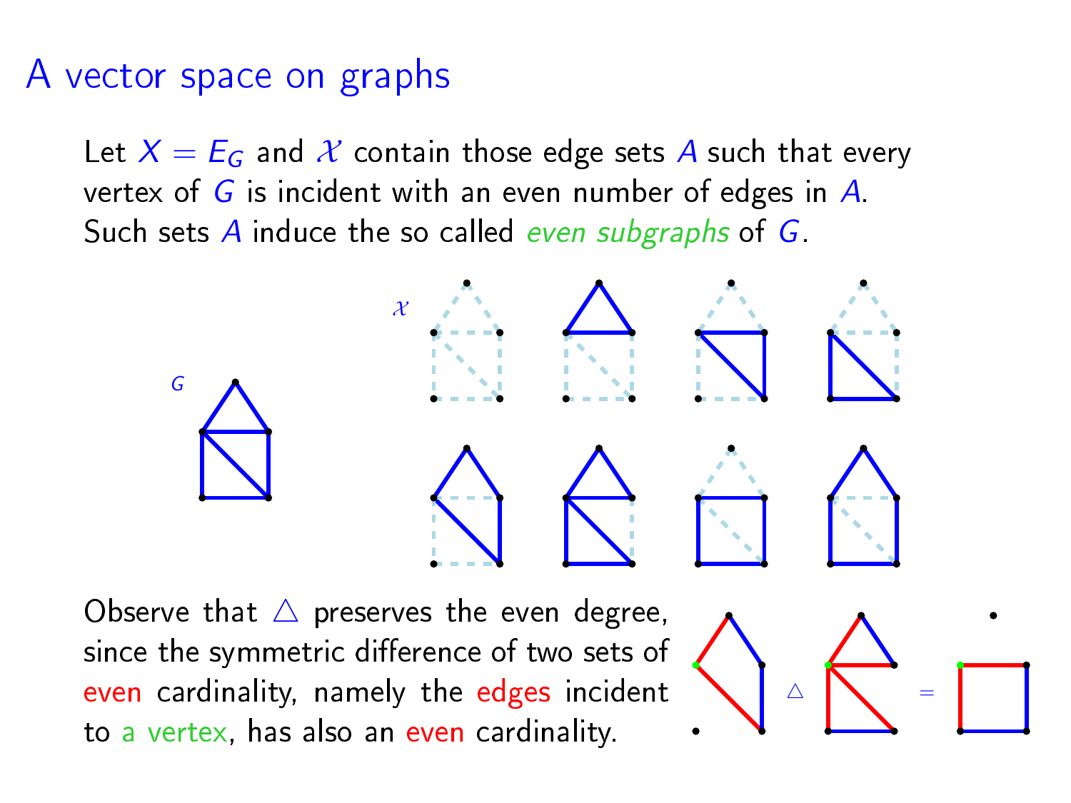# A vector space on graphs

Let $X = E_G$ and $\mathcal{X}$ contain those edge sets $A$ such that every vertex of $G$ is incident with an even number of edges in $A$. Such sets $A$ induce the so called *even subgraphs* of $G$.

$G$ $\mathcal{X}$

Observe that $\triangle$ preserves the even degree, since the symmetric difference of two sets of even cardinality, namely the edges incident to a vertex, has also an even cardinality.

$\triangle$ $=$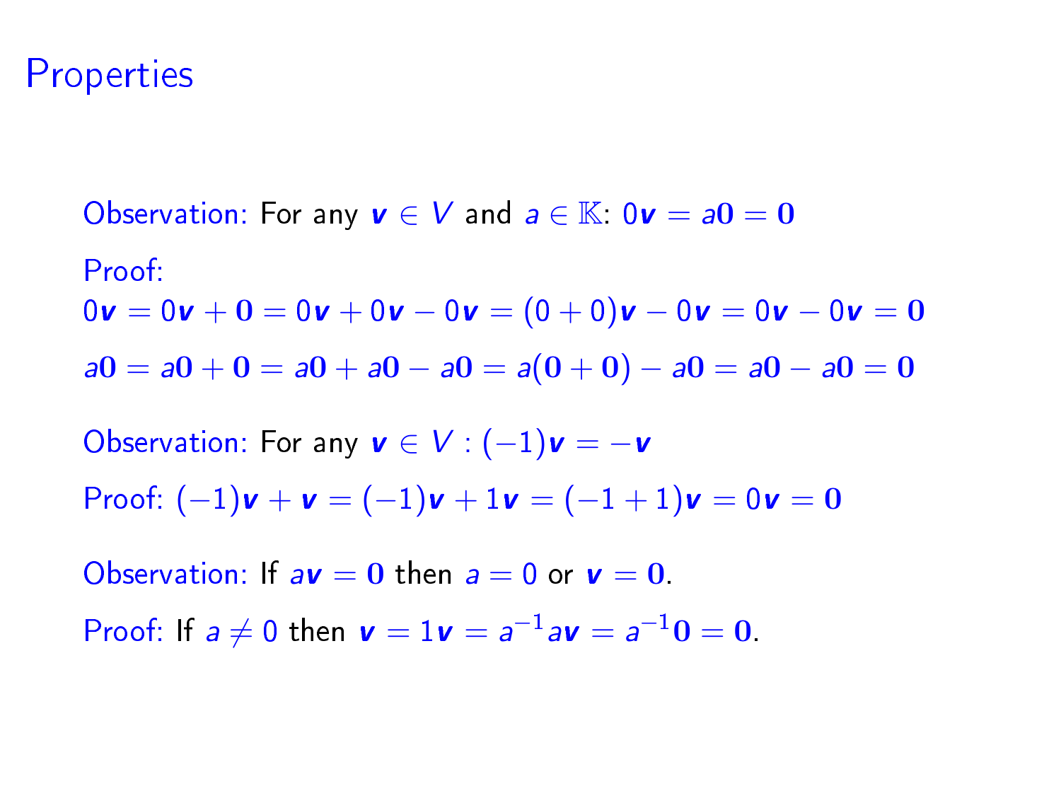# Properties

Observation: For any $\mathbf{v} \in V$ and $a \in \mathbb{K}$: $0\mathbf{v} = a\mathbf{0} = \mathbf{0}$

Proof:

$0\mathbf{v} = 0\mathbf{v} + \mathbf{0} = 0\mathbf{v} + 0\mathbf{v} - 0\mathbf{v} = (0+0)\mathbf{v} - 0\mathbf{v} = 0\mathbf{v} - 0\mathbf{v} = \mathbf{0}$

$a\mathbf{0} = a\mathbf{0} + \mathbf{0} = a\mathbf{0} + a\mathbf{0} - a\mathbf{0} = a(\mathbf{0} + \mathbf{0}) - a\mathbf{0} = a\mathbf{0} - a\mathbf{0} = \mathbf{0}$

Observation: For any $\mathbf{v} \in V : (-1)\mathbf{v} = -\mathbf{v}$

Proof: $(-1)\mathbf{v} + \mathbf{v} = (-1)\mathbf{v} + 1\mathbf{v} = (-1+1)\mathbf{v} = 0\mathbf{v} = \mathbf{0}$

Observation: If $a\mathbf{v} = \mathbf{0}$ then $a = 0$ or $\mathbf{v} = \mathbf{0}$.

Proof: If $a \neq 0$ then $\mathbf{v} = 1\mathbf{v} = a^{-1}a\mathbf{v} = a^{-1}\mathbf{0} = \mathbf{0}$.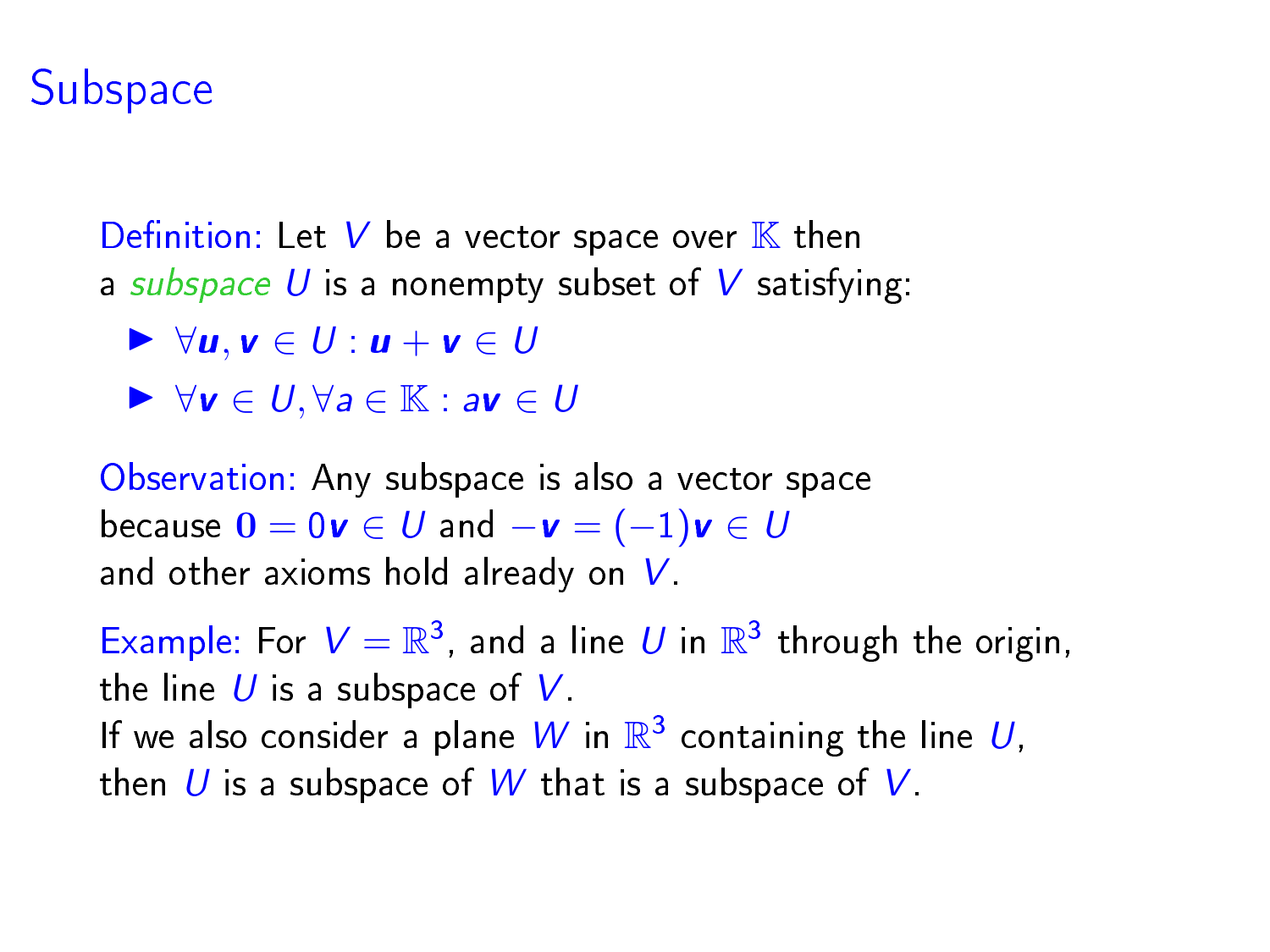# Subspace

Definition: Let $V$ be a vector space over $\mathbb{K}$ then
a *subspace* $U$ is a nonempty subset of $V$ satisfying:

- $\forall \boldsymbol{u}, \boldsymbol{v} \in U : \boldsymbol{u} + \boldsymbol{v} \in U$
- $\forall \boldsymbol{v} \in U, \forall a \in \mathbb{K} : a\boldsymbol{v} \in U$

Observation: Any subspace is also a vector space
because $\mathbf{0} = 0\boldsymbol{v} \in U$ and $-\boldsymbol{v} = (-1)\boldsymbol{v} \in U$
and other axioms hold already on $V$.

Example: For $V = \mathbb{R}^3$, and a line $U$ in $\mathbb{R}^3$ through the origin,
the line $U$ is a subspace of $V$.
If we also consider a plane $W$ in $\mathbb{R}^3$ containing the line $U$,
then $U$ is a subspace of $W$ that is a subspace of $V$.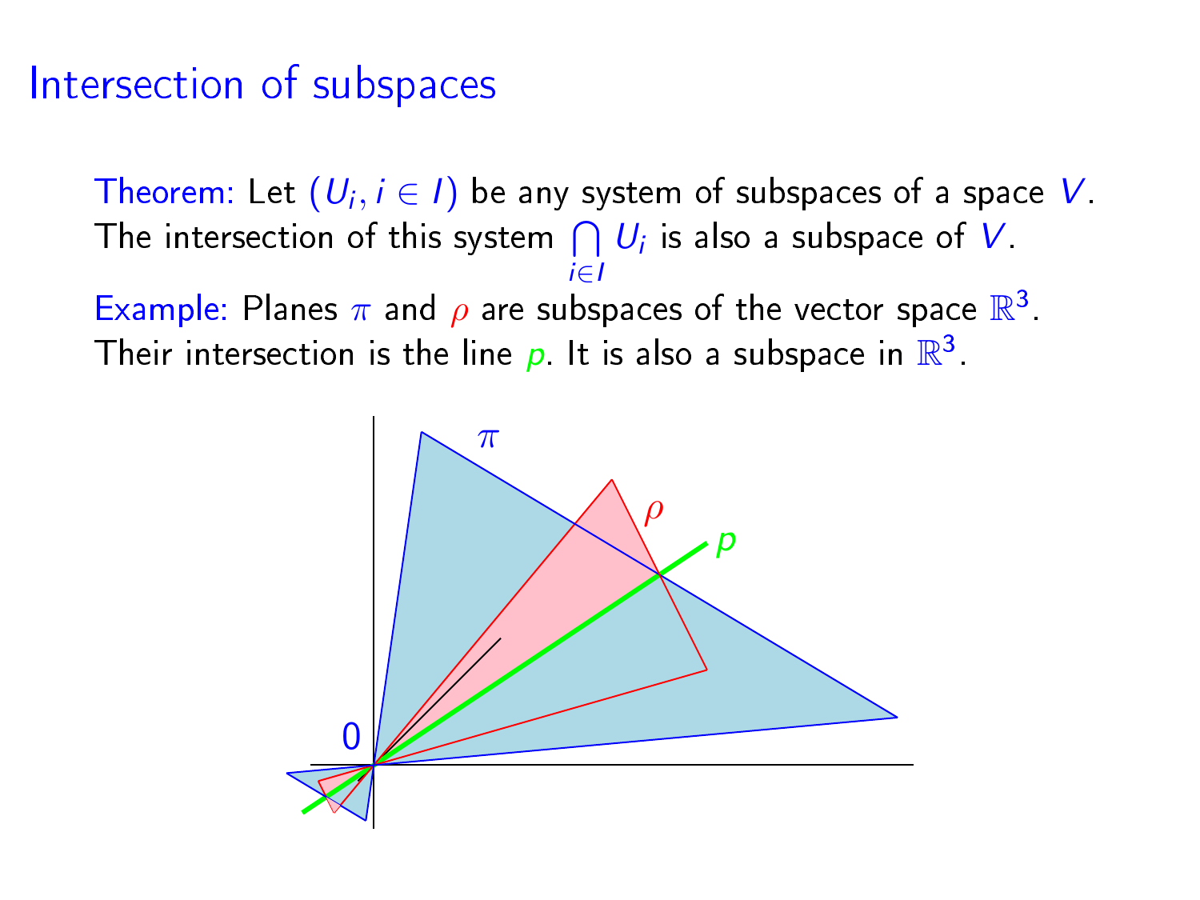# Intersection of subspaces

Theorem: Let $(U_i, i \in I)$ be any system of subspaces of a space $V$. The intersection of this system $\bigcap_{i \in I} U_i$ is also a subspace of $V$.

Example: Planes $\pi$ and $\rho$ are subspaces of the vector space $\mathbb{R}^3$. Their intersection is the line $p$. It is also a subspace in $\mathbb{R}^3$.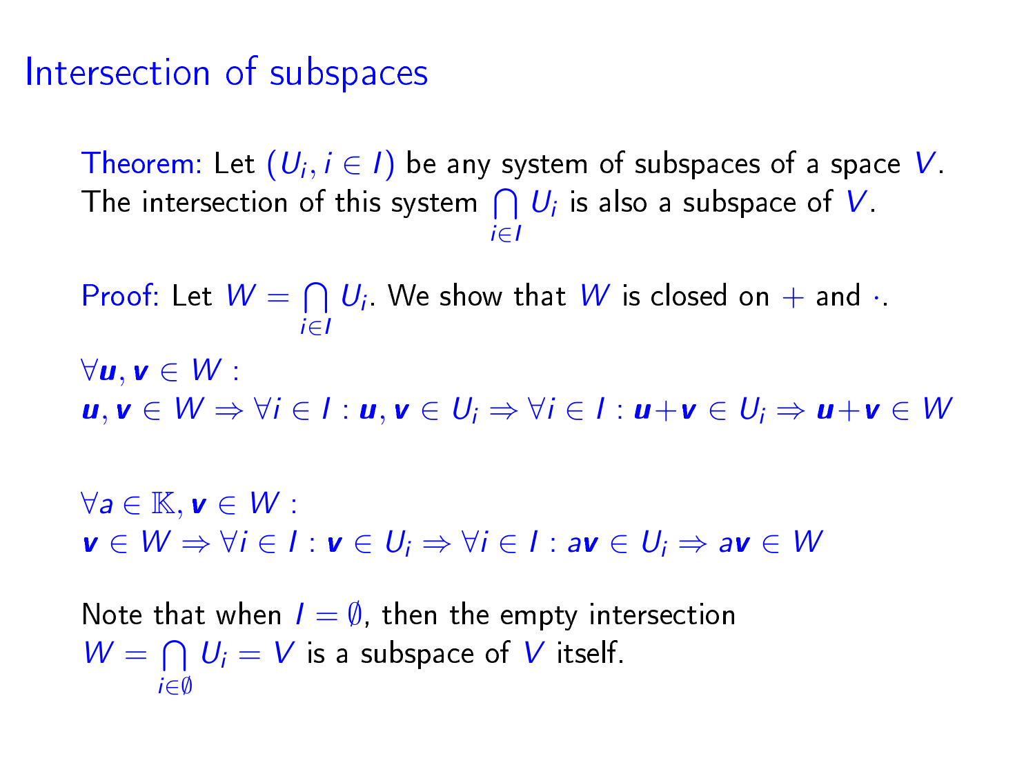# Intersection of subspaces

Theorem: Let $(U_i, i \in I)$ be any system of subspaces of a space $V$. The intersection of this system $\bigcap\limits_{i \in I} U_i$ is also a subspace of $V$.

Proof: Let $W = \bigcap\limits_{i \in I} U_i$. We show that $W$ is closed on $+$ and $\cdot$.

$\forall \boldsymbol{u}, \boldsymbol{v} \in W$ :
$\boldsymbol{u}, \boldsymbol{v} \in W \Rightarrow \forall i \in I : \boldsymbol{u}, \boldsymbol{v} \in U_i \Rightarrow \forall i \in I : \boldsymbol{u}+\boldsymbol{v} \in U_i \Rightarrow \boldsymbol{u}+\boldsymbol{v} \in W$

$\forall a \in \mathbb{K}, \boldsymbol{v} \in W$ :
$\boldsymbol{v} \in W \Rightarrow \forall i \in I : \boldsymbol{v} \in U_i \Rightarrow \forall i \in I : a\boldsymbol{v} \in U_i \Rightarrow a\boldsymbol{v} \in W$

Note that when $I = \emptyset$, then the empty intersection $W = \bigcap\limits_{i \in \emptyset} U_i = V$ is a subspace of $V$ itself.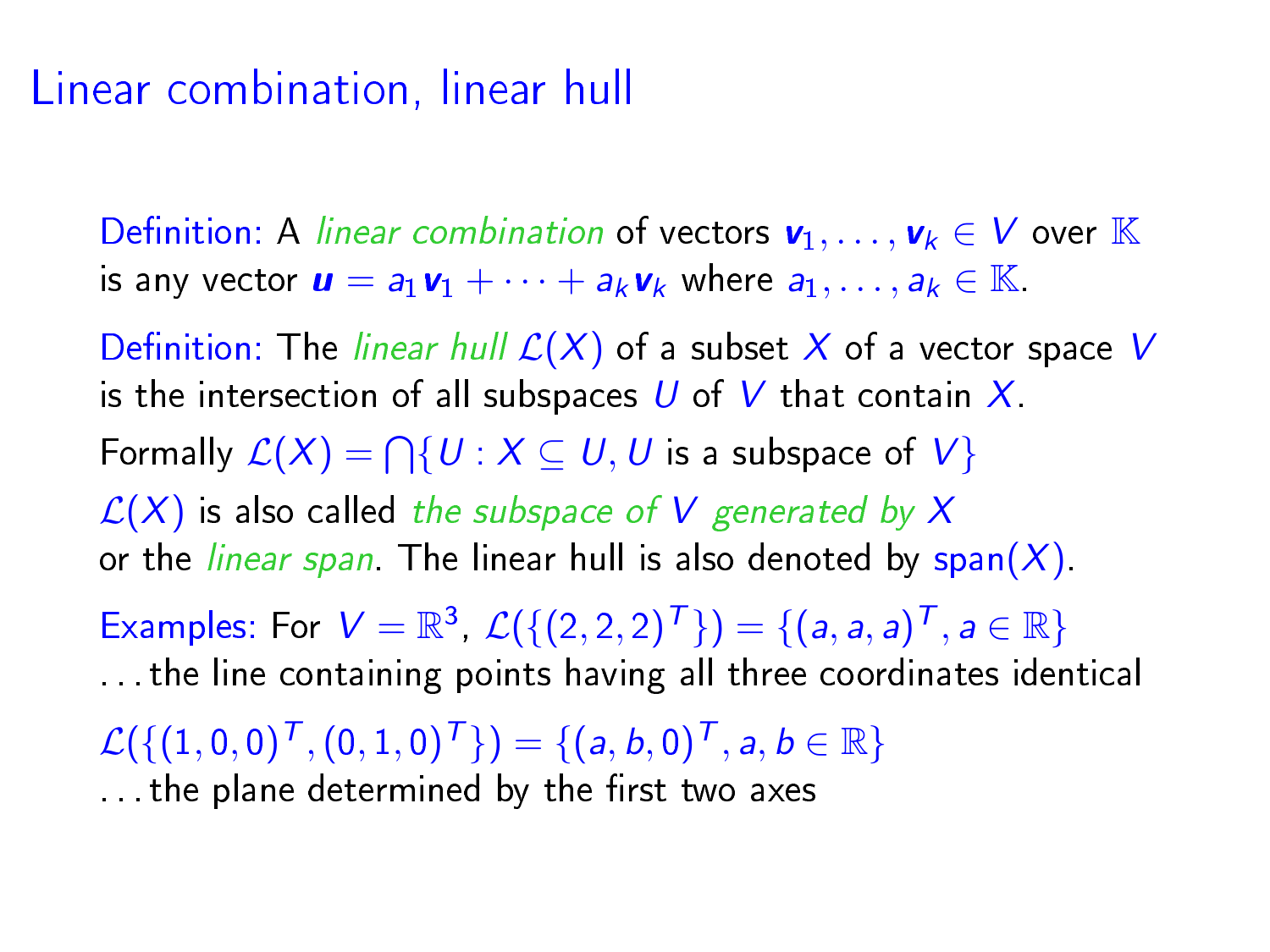# Linear combination, linear hull

Definition: A *linear combination* of vectors $\mathbf{v}_1, \ldots, \mathbf{v}_k \in V$ over $\mathbb{K}$ is any vector $\mathbf{u} = a_1\mathbf{v}_1 + \cdots + a_k\mathbf{v}_k$ where $a_1, \ldots, a_k \in \mathbb{K}$.

Definition: The *linear hull* $\mathcal{L}(X)$ of a subset $X$ of a vector space $V$ is the intersection of all subspaces $U$ of $V$ that contain $X$.

Formally $\mathcal{L}(X) = \bigcap\{U : X \subseteq U, U \text{ is a subspace of } V\}$

$\mathcal{L}(X)$ is also called *the subspace of $V$ generated by $X$* or the *linear span*. The linear hull is also denoted by $\text{span}(X)$.

Examples: For $V = \mathbb{R}^3$, $\mathcal{L}(\{(2,2,2)^T\}) = \{(a,a,a)^T, a \in \mathbb{R}\}$
...the line containing points having all three coordinates identical

$\mathcal{L}(\{(1,0,0)^T, (0,1,0)^T\}) = \{(a,b,0)^T, a, b \in \mathbb{R}\}$
...the plane determined by the first two axes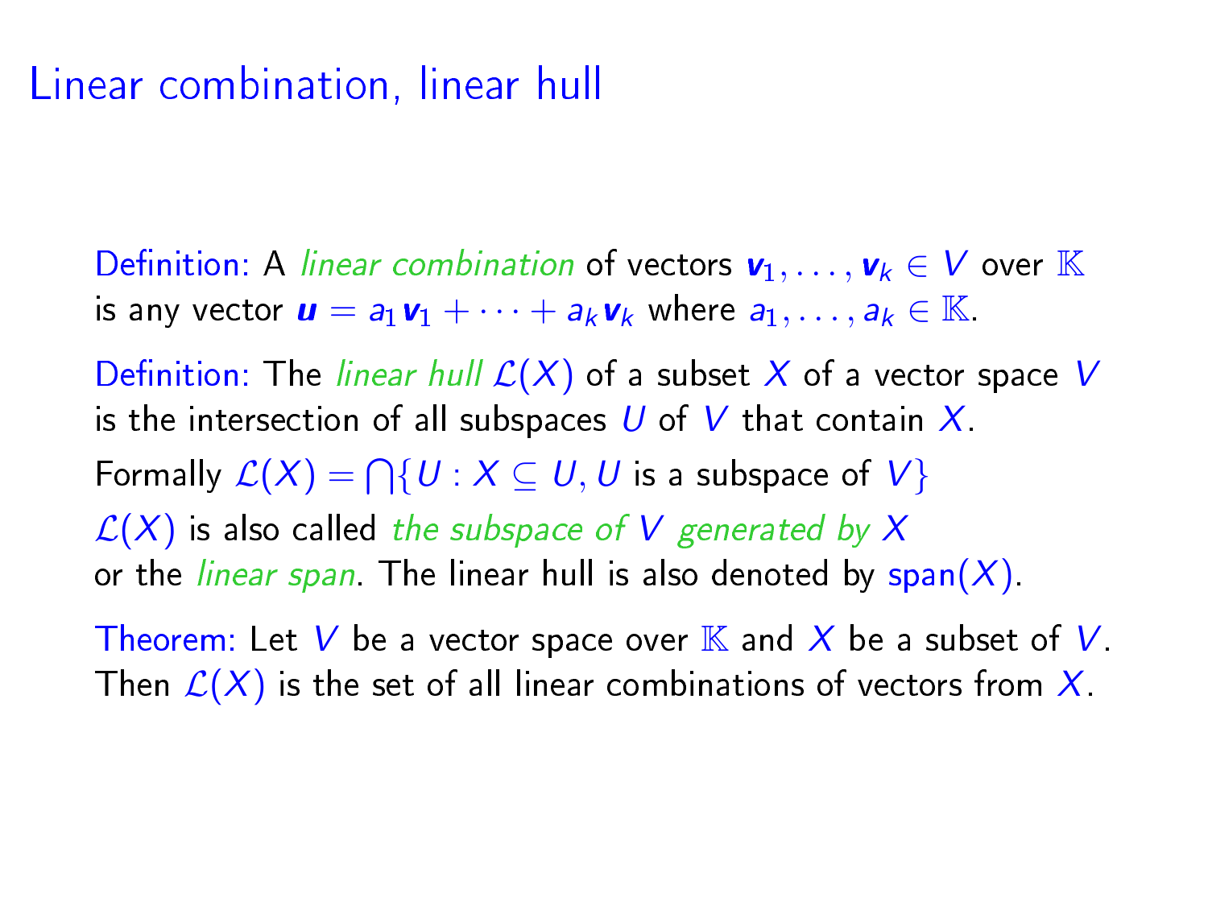# Linear combination, linear hull

Definition: A *linear combination* of vectors $\boldsymbol{v}_1, \ldots, \boldsymbol{v}_k \in V$ over $\mathbb{K}$ is any vector $\boldsymbol{u} = a_1 \boldsymbol{v}_1 + \cdots + a_k \boldsymbol{v}_k$ where $a_1, \ldots, a_k \in \mathbb{K}$.

Definition: The *linear hull* $\mathcal{L}(X)$ of a subset $X$ of a vector space $V$ is the intersection of all subspaces $U$ of $V$ that contain $X$.

Formally $\mathcal{L}(X) = \bigcap\{U : X \subseteq U, U \text{ is a subspace of } V\}$

$\mathcal{L}(X)$ is also called *the subspace of $V$ generated by $X$* or the *linear span*. The linear hull is also denoted by $\mathrm{span}(X)$.

Theorem: Let $V$ be a vector space over $\mathbb{K}$ and $X$ be a subset of $V$. Then $\mathcal{L}(X)$ is the set of all linear combinations of vectors from $X$.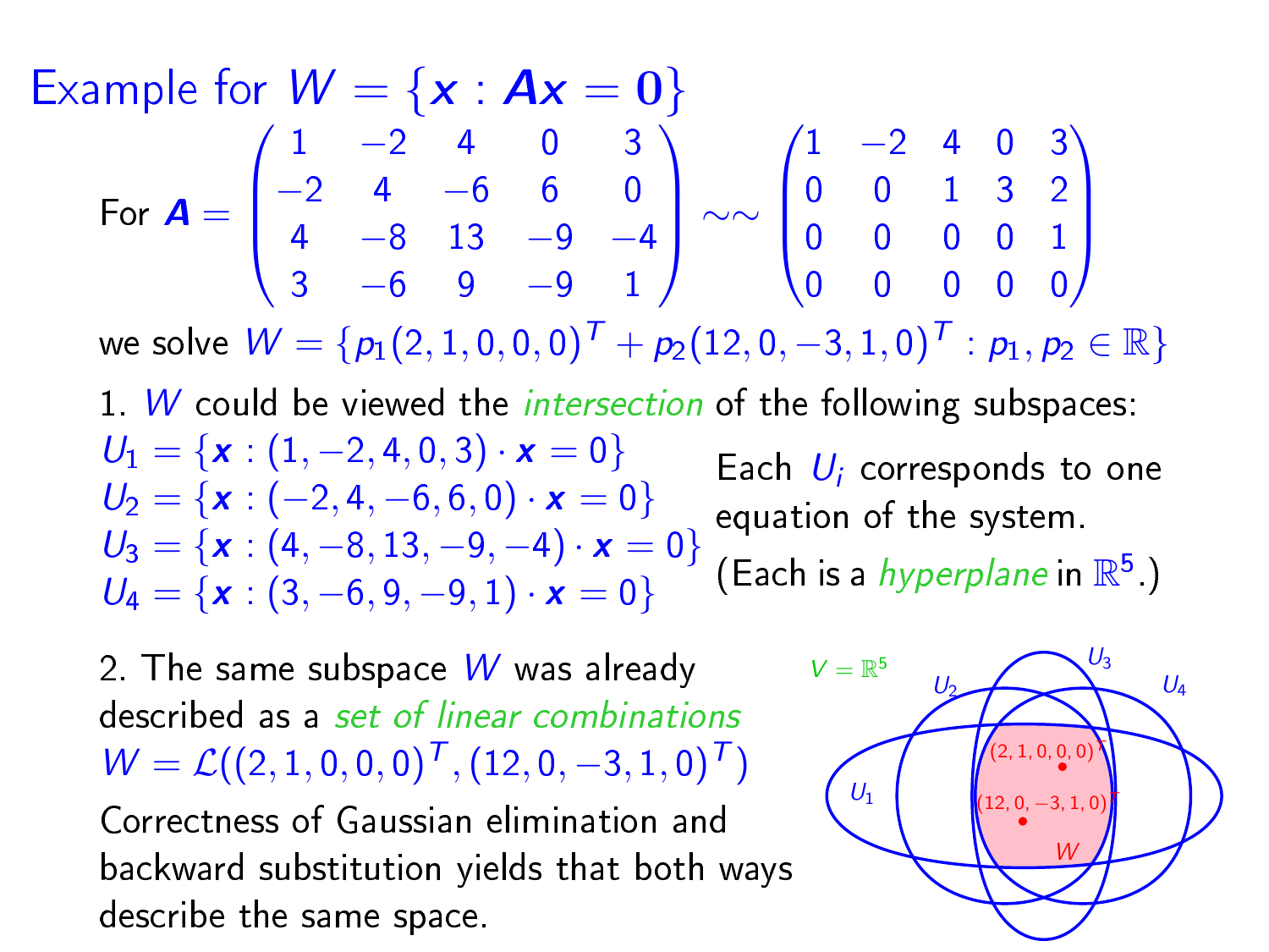# Example for $W = \{\boldsymbol{x} : \boldsymbol{A}\boldsymbol{x} = \boldsymbol{0}\}$

For $\boldsymbol{A} = \begin{pmatrix} 1 & -2 & 4 & 0 & 3 \\ -2 & 4 & -6 & 6 & 0 \\ 4 & -8 & 13 & -9 & -4 \\ 3 & -6 & 9 & -9 & 1 \end{pmatrix} \sim\sim \begin{pmatrix} 1 & -2 & 4 & 0 & 3 \\ 0 & 0 & 1 & 3 & 2 \\ 0 & 0 & 0 & 0 & 1 \\ 0 & 0 & 0 & 0 & 0 \end{pmatrix}$

we solve $W = \{p_1(2,1,0,0,0)^T + p_2(12,0,-3,1,0)^T : p_1, p_2 \in \mathbb{R}\}$

1. $W$ could be viewed the *intersection* of the following subspaces:

$U_1 = \{\boldsymbol{x} : (1,-2,4,0,3) \cdot \boldsymbol{x} = 0\}$
$U_2 = \{\boldsymbol{x} : (-2,4,-6,6,0) \cdot \boldsymbol{x} = 0\}$
$U_3 = \{\boldsymbol{x} : (4,-8,13,-9,-4) \cdot \boldsymbol{x} = 0\}$
$U_4 = \{\boldsymbol{x} : (3,-6,9,-9,1) \cdot \boldsymbol{x} = 0\}$

Each $U_i$ corresponds to one equation of the system. (Each is a *hyperplane* in $\mathbb{R}^5$.)

2. The same subspace $W$ was already described as a *set of linear combinations* $W = \mathcal{L}((2,1,0,0,0)^T, (12,0,-3,1,0)^T)$

Correctness of Gaussian elimination and backward substitution yields that both ways describe the same space.

$V = \mathbb{R}^5$, $U_1$, $U_2$, $U_3$, $U_4$, $(2,1,0,0,0)^T$, $(12,0,-3,1,0)^T$, $W$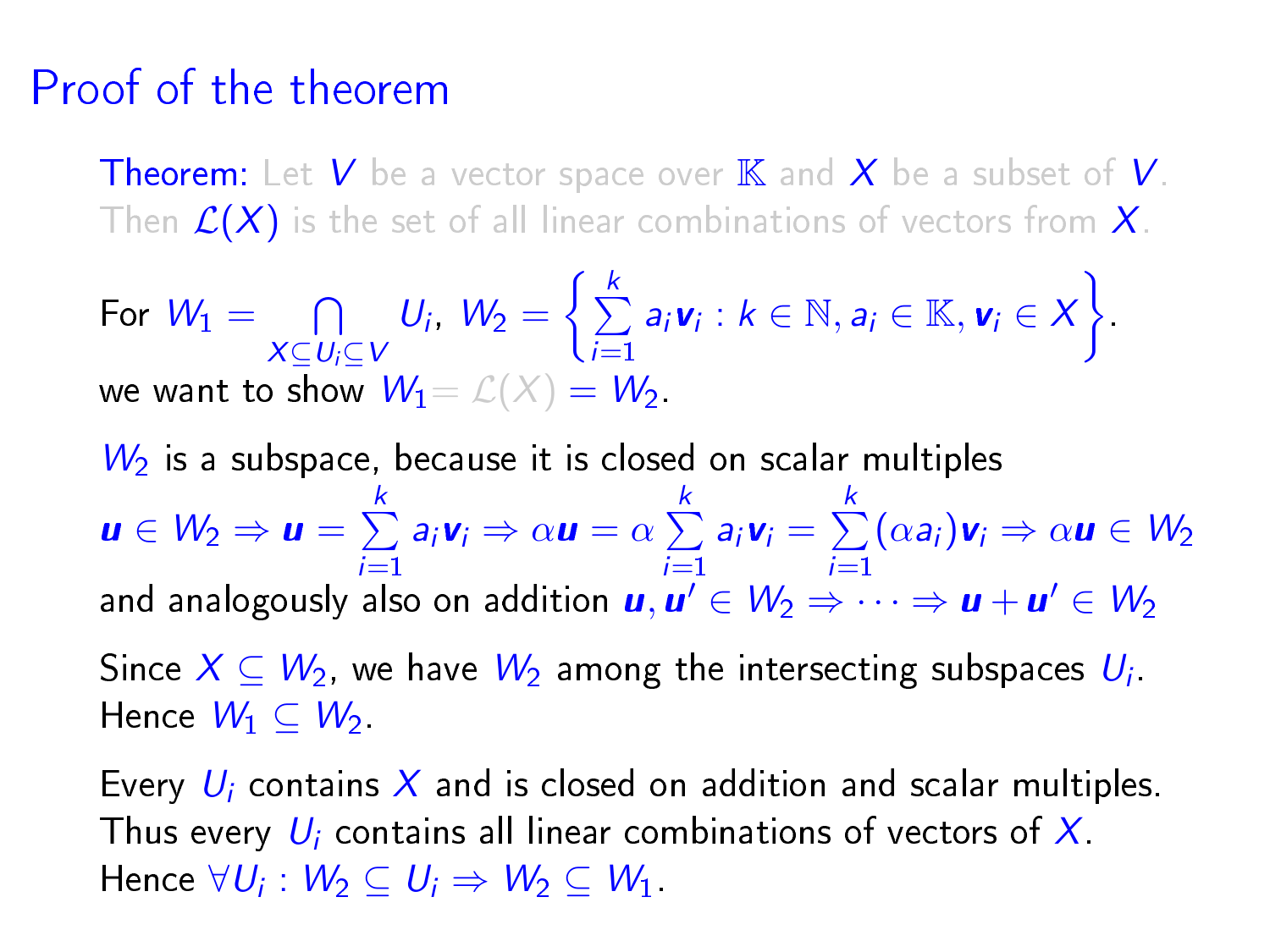# Proof of the theorem

**Theorem:** Let $V$ be a vector space over $\mathbb{K}$ and $X$ be a subset of $V$. Then $\mathcal{L}(X)$ is the set of all linear combinations of vectors from $X$.

For $W_1 = \bigcap\limits_{X \subseteq U_i \subseteq V} U_i$, $W_2 = \left\{ \sum\limits_{i=1}^{k} a_i \boldsymbol{v}_i : k \in \mathbb{N}, a_i \in \mathbb{K}, \boldsymbol{v}_i \in X \right\}$.
we want to show $W_1 = \mathcal{L}(X) = W_2$.

$W_2$ is a subspace, because it is closed on scalar multiples

$$\boldsymbol{u} \in W_2 \Rightarrow \boldsymbol{u} = \sum_{i=1}^{k} a_i \boldsymbol{v}_i \Rightarrow \alpha \boldsymbol{u} = \alpha \sum_{i=1}^{k} a_i \boldsymbol{v}_i = \sum_{i=1}^{k} (\alpha a_i) \boldsymbol{v}_i \Rightarrow \alpha \boldsymbol{u} \in W_2$$

and analogously also on addition $\boldsymbol{u}, \boldsymbol{u}' \in W_2 \Rightarrow \cdots \Rightarrow \boldsymbol{u} + \boldsymbol{u}' \in W_2$

Since $X \subseteq W_2$, we have $W_2$ among the intersecting subspaces $U_i$.
Hence $W_1 \subseteq W_2$.

Every $U_i$ contains $X$ and is closed on addition and scalar multiples.
Thus every $U_i$ contains all linear combinations of vectors of $X$.
Hence $\forall U_i : W_2 \subseteq U_i \Rightarrow W_2 \subseteq W_1$.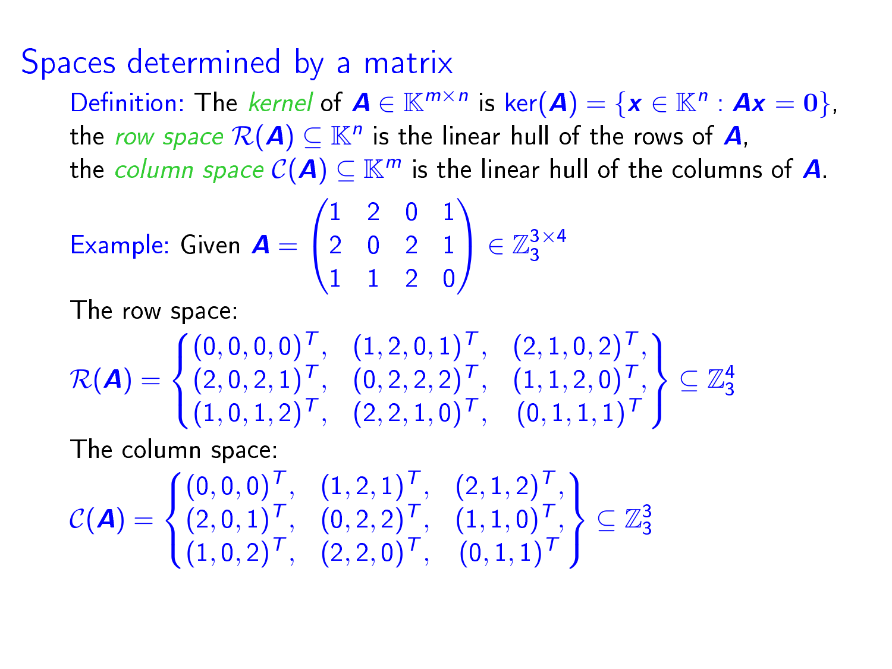# Spaces determined by a matrix

Definition: The *kernel* of $\boldsymbol{A} \in \mathbb{K}^{m \times n}$ is $\ker(\boldsymbol{A}) = \{\boldsymbol{x} \in \mathbb{K}^n : \boldsymbol{A}\boldsymbol{x} = \boldsymbol{0}\}$, the *row space* $\mathcal{R}(\boldsymbol{A}) \subseteq \mathbb{K}^n$ is the linear hull of the rows of $\boldsymbol{A}$, the *column space* $\mathcal{C}(\boldsymbol{A}) \subseteq \mathbb{K}^m$ is the linear hull of the columns of $\boldsymbol{A}$.

Example: Given $\boldsymbol{A} = \begin{pmatrix} 1 & 2 & 0 & 1 \\ 2 & 0 & 2 & 1 \\ 1 & 1 & 2 & 0 \end{pmatrix} \in \mathbb{Z}_3^{3\times 4}$

The row space:

$$\mathcal{R}(\boldsymbol{A}) = \left\{ \begin{matrix} (0,0,0,0)^T, & (1,2,0,1)^T, & (2,1,0,2)^T, \\ (2,0,2,1)^T, & (0,2,2,2)^T, & (1,1,2,0)^T, \\ (1,0,1,2)^T, & (2,2,1,0)^T, & (0,1,1,1)^T \end{matrix} \right\} \subseteq \mathbb{Z}_3^4$$

The column space:

$$\mathcal{C}(\boldsymbol{A}) = \left\{ \begin{matrix} (0,0,0)^T, & (1,2,1)^T, & (2,1,2)^T, \\ (2,0,1)^T, & (0,2,2)^T, & (1,1,0)^T, \\ (1,0,2)^T, & (2,2,0)^T, & (0,1,1)^T \end{matrix} \right\} \subseteq \mathbb{Z}_3^3$$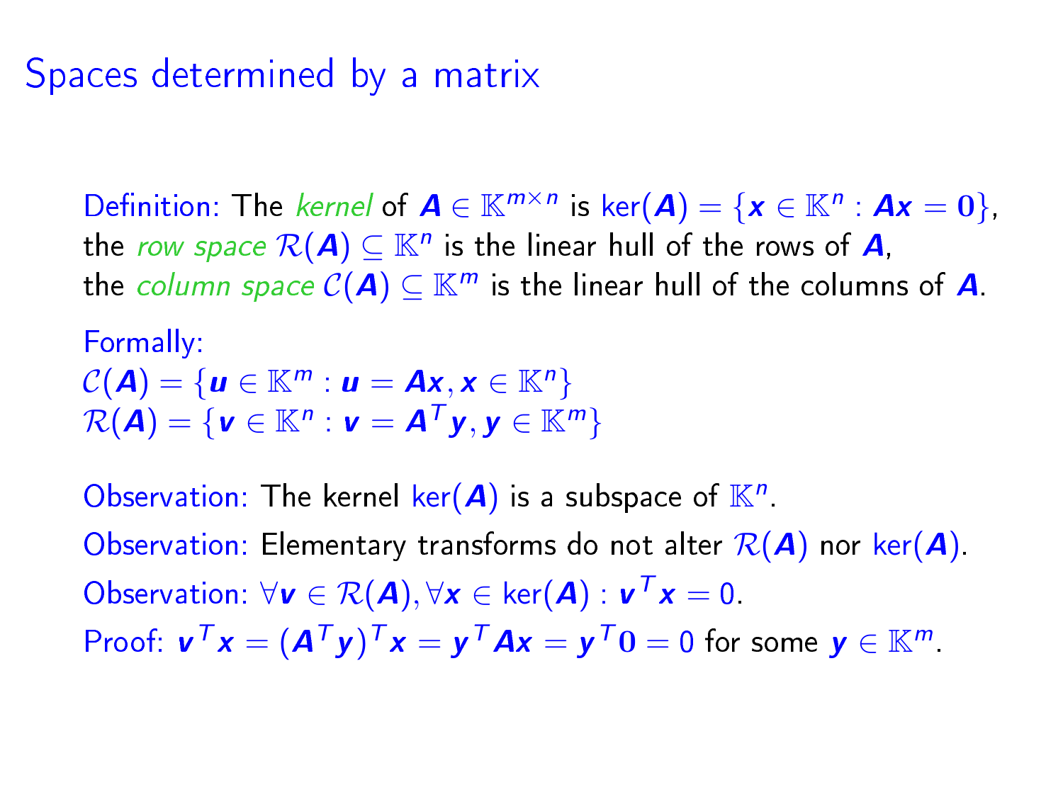# Spaces determined by a matrix

Definition: The *kernel* of $\boldsymbol{A} \in \mathbb{K}^{m \times n}$ is $\ker(\boldsymbol{A}) = \{\boldsymbol{x} \in \mathbb{K}^n : \boldsymbol{A}\boldsymbol{x} = \mathbf{0}\}$,
the *row space* $\mathcal{R}(\boldsymbol{A}) \subseteq \mathbb{K}^n$ is the linear hull of the rows of $\boldsymbol{A}$,
the *column space* $\mathcal{C}(\boldsymbol{A}) \subseteq \mathbb{K}^m$ is the linear hull of the columns of $\boldsymbol{A}$.

Formally:
$\mathcal{C}(\boldsymbol{A}) = \{\boldsymbol{u} \in \mathbb{K}^m : \boldsymbol{u} = \boldsymbol{A}\boldsymbol{x}, \boldsymbol{x} \in \mathbb{K}^n\}$
$\mathcal{R}(\boldsymbol{A}) = \{\boldsymbol{v} \in \mathbb{K}^n : \boldsymbol{v} = \boldsymbol{A}^T\boldsymbol{y}, \boldsymbol{y} \in \mathbb{K}^m\}$

Observation: The kernel $\ker(\boldsymbol{A})$ is a subspace of $\mathbb{K}^n$.

Observation: Elementary transforms do not alter $\mathcal{R}(\boldsymbol{A})$ nor $\ker(\boldsymbol{A})$.

Observation: $\forall \boldsymbol{v} \in \mathcal{R}(\boldsymbol{A}), \forall \boldsymbol{x} \in \ker(\boldsymbol{A}) : \boldsymbol{v}^T\boldsymbol{x} = 0$.

Proof: $\boldsymbol{v}^T\boldsymbol{x} = (\boldsymbol{A}^T\boldsymbol{y})^T\boldsymbol{x} = \boldsymbol{y}^T\boldsymbol{A}\boldsymbol{x} = \boldsymbol{y}^T\mathbf{0} = 0$ for some $\boldsymbol{y} \in \mathbb{K}^m$.